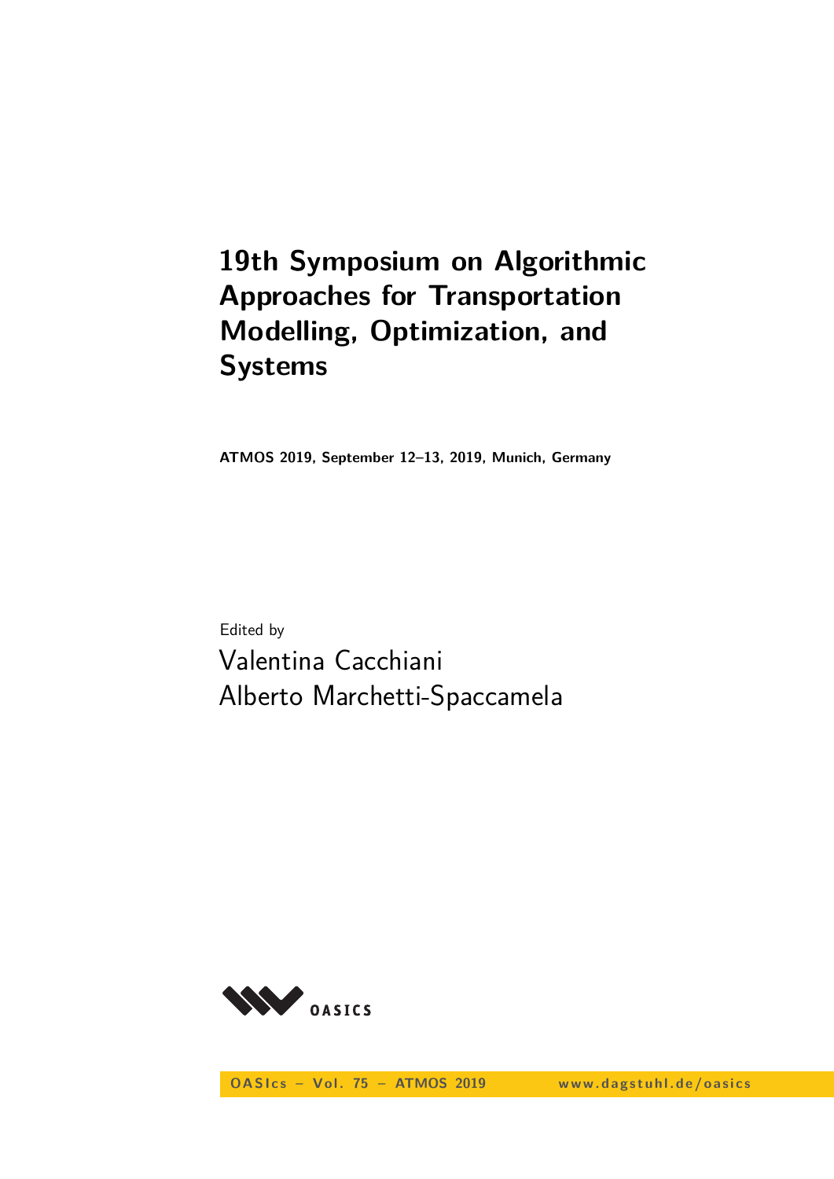# 19th Symposium on Algorithmic Approaches for Transportation Modelling, Optimization, and Systems

**ATMOS 2019, September 12–13, 2019, Munich, Germany**

Edited by

Valentina Cacchiani
Alberto Marchetti-Spaccamela

OASIcs – Vol. 75 – ATMOS 2019 www.dagstuhl.de/oasics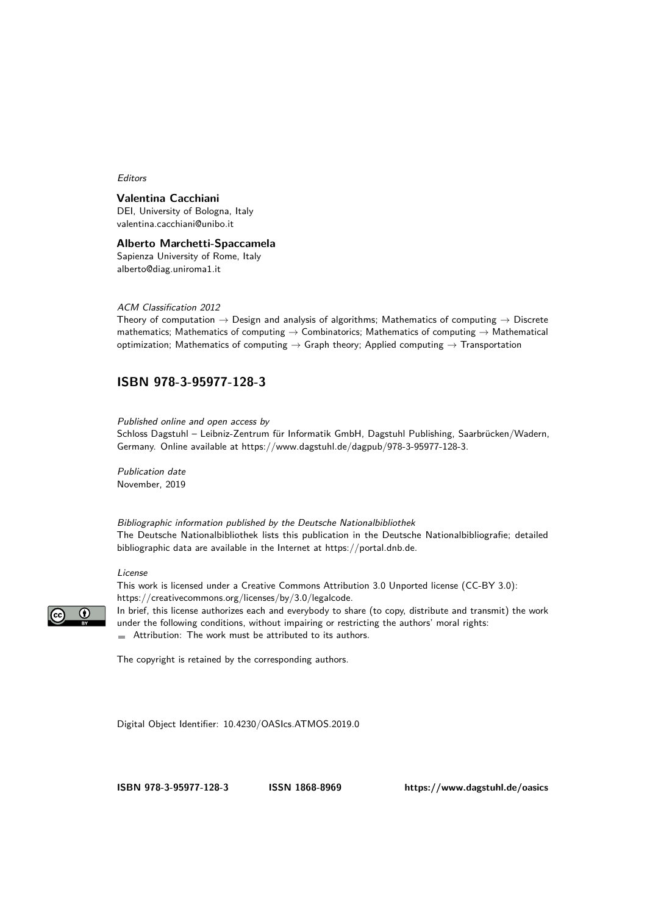*Editors*

**Valentina Cacchiani**
DEI, University of Bologna, Italy
valentina.cacchiani@unibo.it

**Alberto Marchetti-Spaccamela**
Sapienza University of Rome, Italy
alberto@diag.uniroma1.it

*ACM Classification 2012*
Theory of computation → Design and analysis of algorithms; Mathematics of computing → Discrete mathematics; Mathematics of computing → Combinatorics; Mathematics of computing → Mathematical optimization; Mathematics of computing → Graph theory; Applied computing → Transportation

## ISBN 978-3-95977-128-3

*Published online and open access by*
Schloss Dagstuhl – Leibniz-Zentrum für Informatik GmbH, Dagstuhl Publishing, Saarbrücken/Wadern, Germany. Online available at https://www.dagstuhl.de/dagpub/978-3-95977-128-3.

*Publication date*
November, 2019

*Bibliographic information published by the Deutsche Nationalbibliothek*
The Deutsche Nationalbibliothek lists this publication in the Deutsche Nationalbibliografie; detailed bibliographic data are available in the Internet at https://portal.dnb.de.

*License*
This work is licensed under a Creative Commons Attribution 3.0 Unported license (CC-BY 3.0): https://creativecommons.org/licenses/by/3.0/legalcode.
In brief, this license authorizes each and everybody to share (to copy, distribute and transmit) the work under the following conditions, without impairing or restricting the authors' moral rights:

- Attribution: The work must be attributed to its authors.

The copyright is retained by the corresponding authors.

Digital Object Identifier: 10.4230/OASIcs.ATMOS.2019.0

**ISBN 978-3-95977-128-3** **ISSN 1868-8969** **https://www.dagstuhl.de/oasics**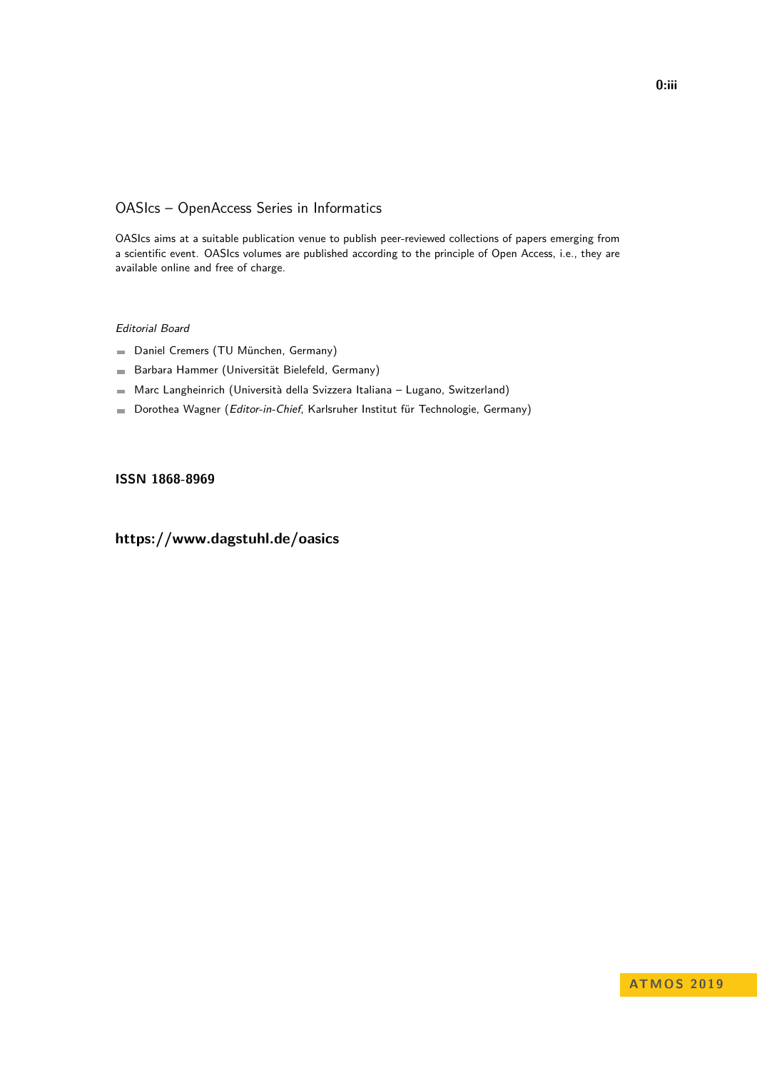# OASIcs – OpenAccess Series in Informatics

OASIcs aims at a suitable publication venue to publish peer-reviewed collections of papers emerging from a scientific event. OASIcs volumes are published according to the principle of Open Access, i.e., they are available online and free of charge.

*Editorial Board*

- Daniel Cremers (TU München, Germany)
- Barbara Hammer (Universität Bielefeld, Germany)
- Marc Langheinrich (Università della Svizzera Italiana – Lugano, Switzerland)
- Dorothea Wagner (*Editor-in-Chief*, Karlsruher Institut für Technologie, Germany)

**ISSN 1868-8969**

**https://www.dagstuhl.de/oasics**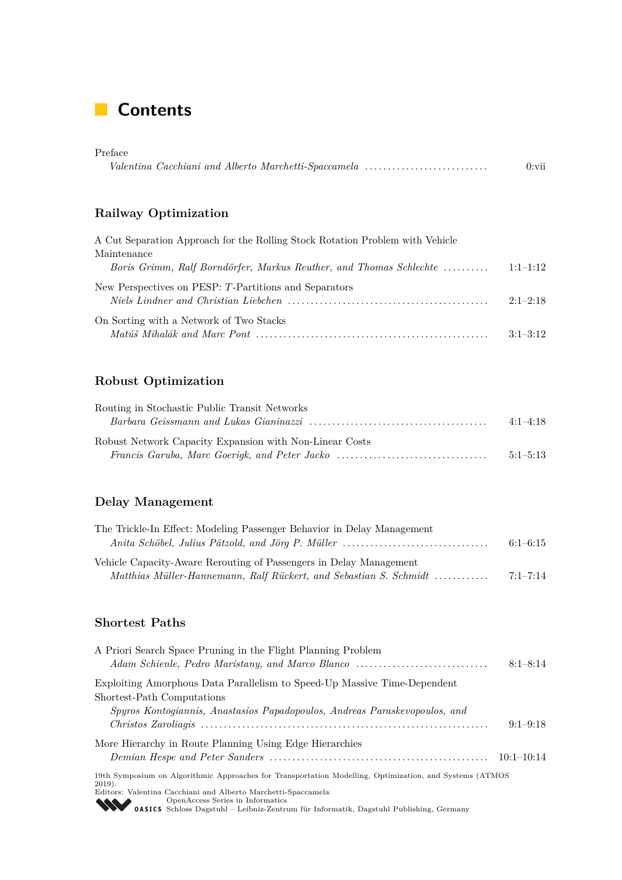# Contents

Preface
*Valentina Cacchiani and Alberto Marchetti-Spaccamela* .......................... 0:vii

## Railway Optimization

A Cut Separation Approach for the Rolling Stock Rotation Problem with Vehicle Maintenance
*Boris Grimm, Ralf Borndörfer, Markus Reuther, and Thomas Schlechte* .......... 1:1–1:12

New Perspectives on PESP: $T$-Partitions and Separators
*Niels Lindner and Christian Liebchen* .......................................... 2:1–2:18

On Sorting with a Network of Two Stacks
*Matúš Mihalák and Marc Pont* .................................................. 3:1–3:12

## Robust Optimization

Routing in Stochastic Public Transit Networks
*Barbara Geissmann and Lukas Gianinazzi* ...................................... 4:1–4:18

Robust Network Capacity Expansion with Non-Linear Costs
*Francis Garuba, Marc Goerigk, and Peter Jacko* ................................ 5:1–5:13

## Delay Management

The Trickle-In Effect: Modeling Passenger Behavior in Delay Management
*Anita Schöbel, Julius Pätzold, and Jörg P. Müller* ............................... 6:1–6:15

Vehicle Capacity-Aware Rerouting of Passengers in Delay Management
*Matthias Müller-Hannemann, Ralf Rückert, and Sebastian S. Schmidt* ........... 7:1–7:14

## Shortest Paths

A Priori Search Space Pruning in the Flight Planning Problem
*Adam Schienle, Pedro Maristany, and Marco Blanco* ............................ 8:1–8:14

Exploiting Amorphous Data Parallelism to Speed-Up Massive Time-Dependent Shortest-Path Computations
*Spyros Kontogiannis, Anastasios Papadopoulos, Andreas Paraskevopoulos, and Christos Zaroliagis* .............................................................. 9:1–9:18

More Hierarchy in Route Planning Using Edge Hierarchies
*Demian Hespe and Peter Sanders* ................................................ 10:1–10:14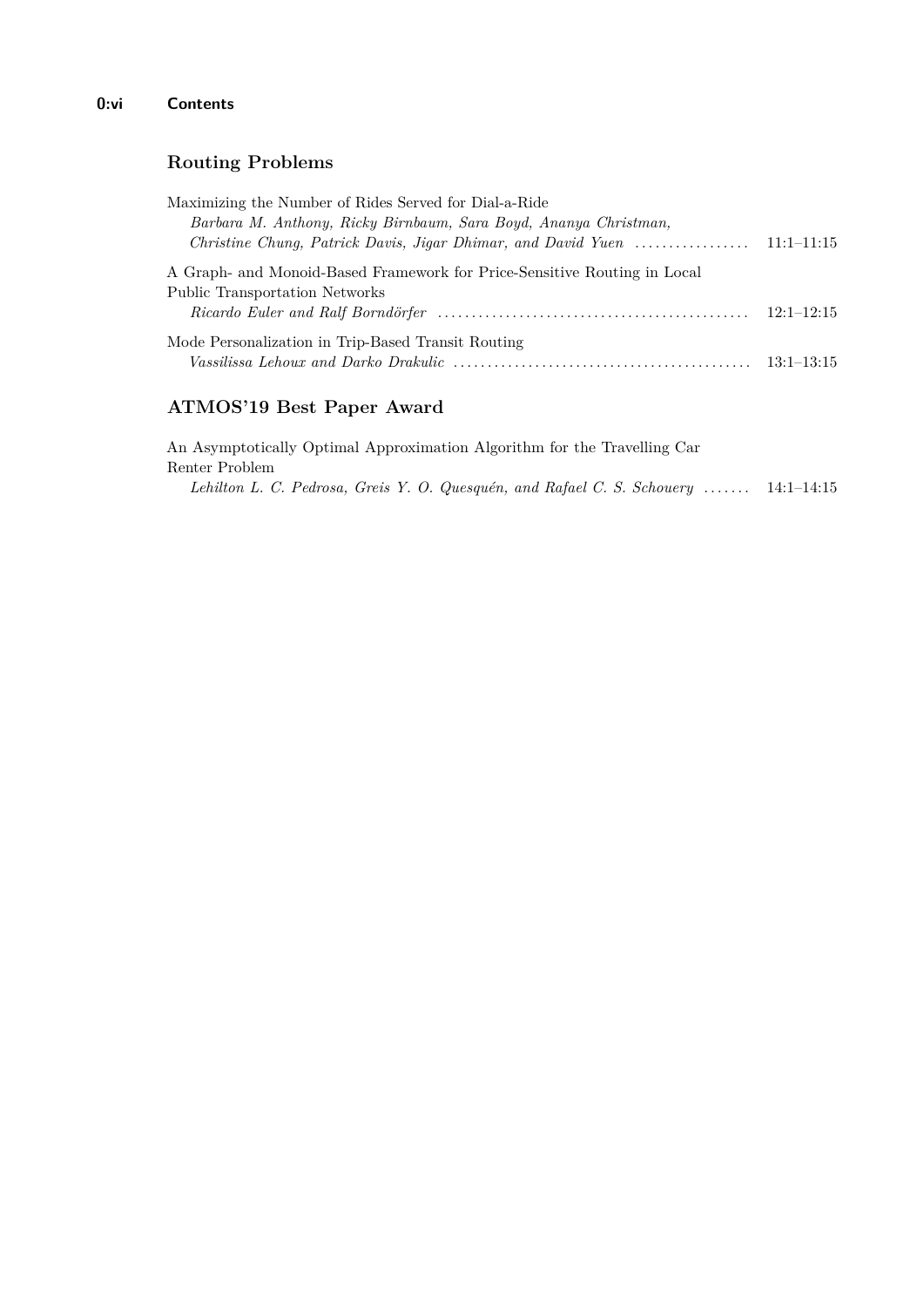## Routing Problems

Maximizing the Number of Rides Served for Dial-a-Ride
*Barbara M. Anthony, Ricky Birnbaum, Sara Boyd, Ananya Christman, Christine Chung, Patrick Davis, Jigar Dhimar, and David Yuen* ................. 11:1–11:15

A Graph- and Monoid-Based Framework for Price-Sensitive Routing in Local Public Transportation Networks
*Ricardo Euler and Ralf Borndörfer* ................................................. 12:1–12:15

Mode Personalization in Trip-Based Transit Routing
*Vassilissa Lehoux and Darko Drakulic* ............................................. 13:1–13:15

## ATMOS'19 Best Paper Award

An Asymptotically Optimal Approximation Algorithm for the Travelling Car Renter Problem
*Lehilton L. C. Pedrosa, Greis Y. O. Quesquén, and Rafael C. S. Schouery* ....... 14:1–14:15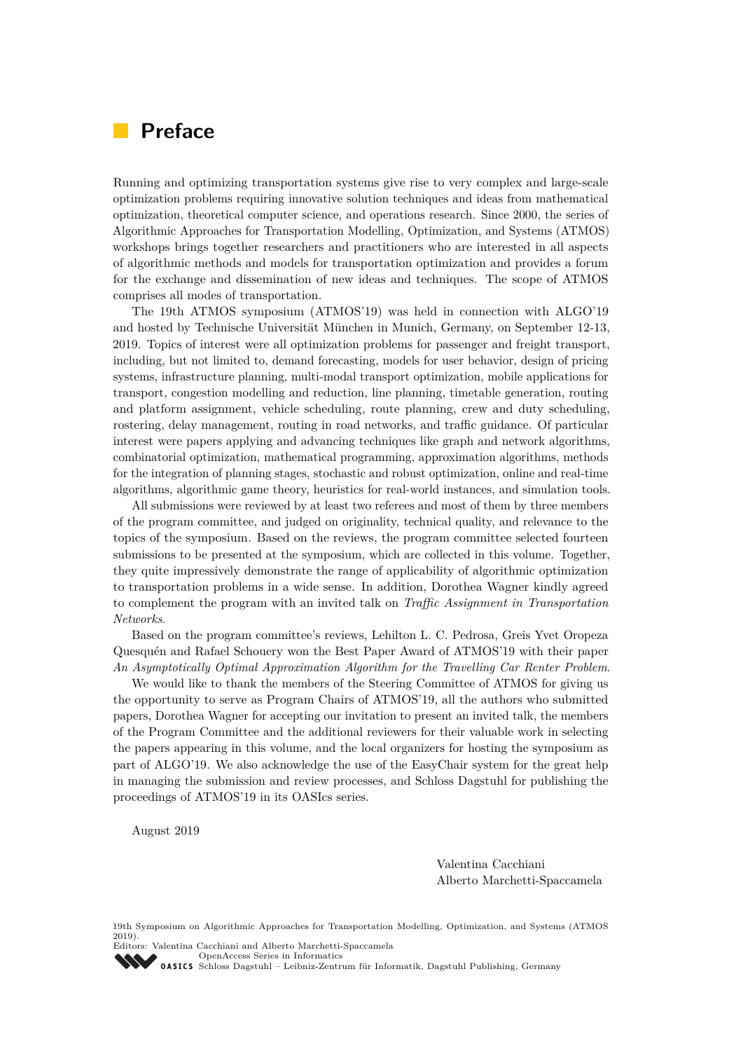# Preface

Running and optimizing transportation systems give rise to very complex and large-scale optimization problems requiring innovative solution techniques and ideas from mathematical optimization, theoretical computer science, and operations research. Since 2000, the series of Algorithmic Approaches for Transportation Modelling, Optimization, and Systems (ATMOS) workshops brings together researchers and practitioners who are interested in all aspects of algorithmic methods and models for transportation optimization and provides a forum for the exchange and dissemination of new ideas and techniques. The scope of ATMOS comprises all modes of transportation.

The 19th ATMOS symposium (ATMOS'19) was held in connection with ALGO'19 and hosted by Technische Universität München in Munich, Germany, on September 12-13, 2019. Topics of interest were all optimization problems for passenger and freight transport, including, but not limited to, demand forecasting, models for user behavior, design of pricing systems, infrastructure planning, multi-modal transport optimization, mobile applications for transport, congestion modelling and reduction, line planning, timetable generation, routing and platform assignment, vehicle scheduling, route planning, crew and duty scheduling, rostering, delay management, routing in road networks, and traffic guidance. Of particular interest were papers applying and advancing techniques like graph and network algorithms, combinatorial optimization, mathematical programming, approximation algorithms, methods for the integration of planning stages, stochastic and robust optimization, online and real-time algorithms, algorithmic game theory, heuristics for real-world instances, and simulation tools.

All submissions were reviewed by at least two referees and most of them by three members of the program committee, and judged on originality, technical quality, and relevance to the topics of the symposium. Based on the reviews, the program committee selected fourteen submissions to be presented at the symposium, which are collected in this volume. Together, they quite impressively demonstrate the range of applicability of algorithmic optimization to transportation problems in a wide sense. In addition, Dorothea Wagner kindly agreed to complement the program with an invited talk on *Traffic Assignment in Transportation Networks*.

Based on the program committee's reviews, Lehilton L. C. Pedrosa, Greis Yvet Oropeza Quesquén and Rafael Schouery won the Best Paper Award of ATMOS'19 with their paper *An Asymptotically Optimal Approximation Algorithm for the Travelling Car Renter Problem*.

We would like to thank the members of the Steering Committee of ATMOS for giving us the opportunity to serve as Program Chairs of ATMOS'19, all the authors who submitted papers, Dorothea Wagner for accepting our invitation to present an invited talk, the members of the Program Committee and the additional reviewers for their valuable work in selecting the papers appearing in this volume, and the local organizers for hosting the symposium as part of ALGO'19. We also acknowledge the use of the EasyChair system for the great help in managing the submission and review processes, and Schloss Dagstuhl for publishing the proceedings of ATMOS'19 in its OASIcs series.

August 2019

Valentina Cacchiani
Alberto Marchetti-Spaccamela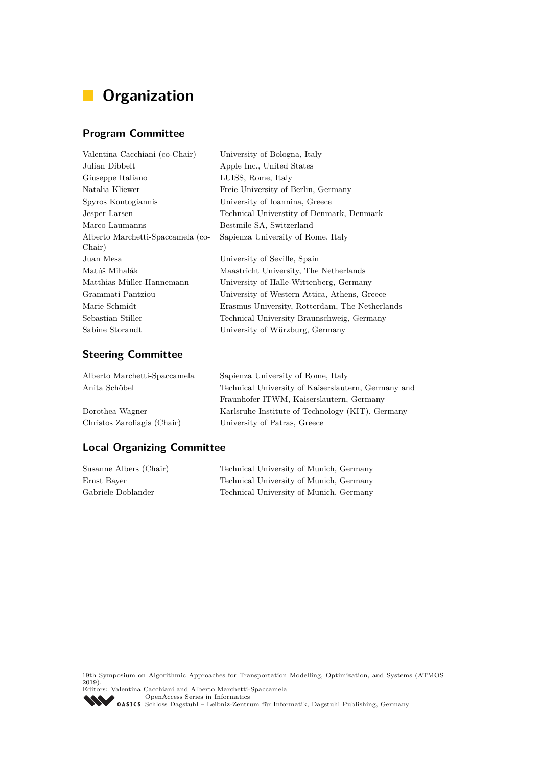# Organization

## Program Committee

| | |
|---|---|
| Valentina Cacchiani (co-Chair) | University of Bologna, Italy |
| Julian Dibbelt | Apple Inc., United States |
| Giuseppe Italiano | LUISS, Rome, Italy |
| Natalia Kliewer | Freie University of Berlin, Germany |
| Spyros Kontogiannis | University of Ioannina, Greece |
| Jesper Larsen | Technical Universtity of Denmark, Denmark |
| Marco Laumanns | Bestmile SA, Switzerland |
| Alberto Marchetti-Spaccamela (co-Chair) | Sapienza University of Rome, Italy |
| Juan Mesa | University of Seville, Spain |
| Matúš Mihalák | Maastricht University, The Netherlands |
| Matthias Müller-Hannemann | University of Halle-Wittenberg, Germany |
| Grammati Pantziou | University of Western Attica, Athens, Greece |
| Marie Schmidt | Erasmus University, Rotterdam, The Netherlands |
| Sebastian Stiller | Technical University Braunschweig, Germany |
| Sabine Storandt | University of Würzburg, Germany |

## Steering Committee

| | |
|---|---|
| Alberto Marchetti-Spaccamela | Sapienza University of Rome, Italy |
| Anita Schöbel | Technical University of Kaiserslautern, Germany and Fraunhofer ITWM, Kaiserslautern, Germany |
| Dorothea Wagner | Karlsruhe Institute of Technology (KIT), Germany |
| Christos Zaroliagis (Chair) | University of Patras, Greece |

## Local Organizing Committee

| | |
|---|---|
| Susanne Albers (Chair) | Technical University of Munich, Germany |
| Ernst Bayer | Technical University of Munich, Germany |
| Gabriele Doblander | Technical University of Munich, Germany |